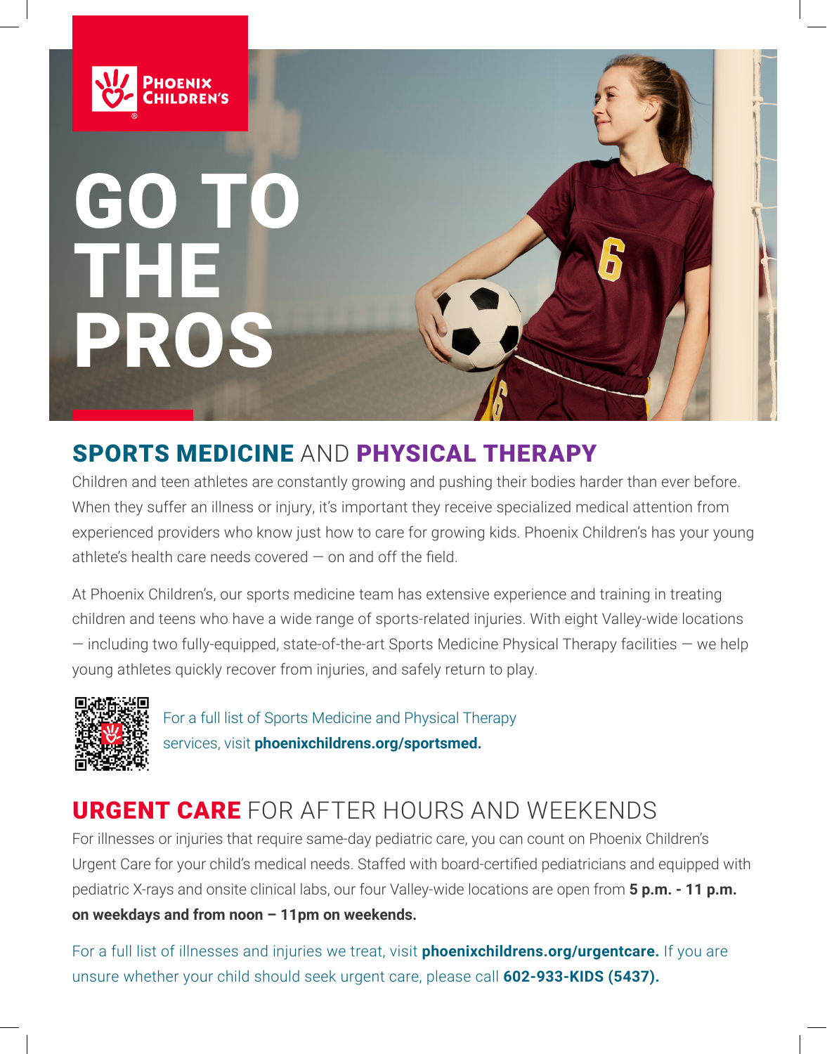Phoenix Children's

# GO TO THE PROS

## SPORTS MEDICINE AND PHYSICAL THERAPY

Children and teen athletes are constantly growing and pushing their bodies harder than ever before. When they suffer an illness or injury, it's important they receive specialized medical attention from experienced providers who know just how to care for growing kids. Phoenix Children's has your young athlete's health care needs covered — on and off the field.

At Phoenix Children's, our sports medicine team has extensive experience and training in treating children and teens who have a wide range of sports-related injuries. With eight Valley-wide locations — including two fully-equipped, state-of-the-art Sports Medicine Physical Therapy facilities — we help young athletes quickly recover from injuries, and safely return to play.

For a full list of Sports Medicine and Physical Therapy services, visit **phoenixchildrens.org/sportsmed.**

## URGENT CARE FOR AFTER HOURS AND WEEKENDS

For illnesses or injuries that require same-day pediatric care, you can count on Phoenix Children's Urgent Care for your child's medical needs. Staffed with board-certified pediatricians and equipped with pediatric X-rays and onsite clinical labs, our four Valley-wide locations are open from **5 p.m. - 11 p.m. on weekdays and from noon – 11pm on weekends.**

For a full list of illnesses and injuries we treat, visit **phoenixchildrens.org/urgentcare.** If you are unsure whether your child should seek urgent care, please call **602-933-KIDS (5437).**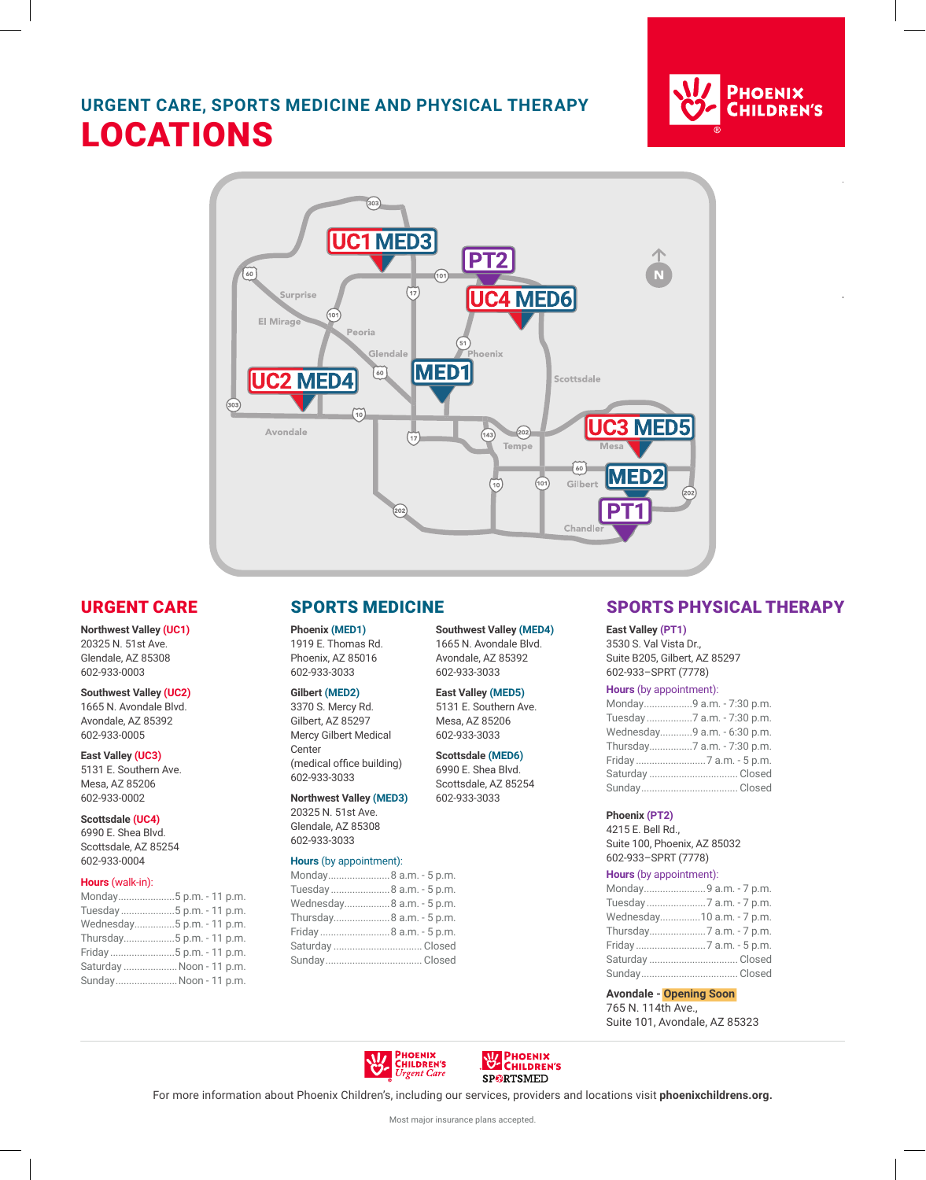# URGENT CARE, SPORTS MEDICINE AND PHYSICAL THERAPY

# LOCATIONS

Phoenix Children's

UC1 MED3
PT2
UC4 MED6
MED1
UC2 MED4
UC3 MED5
MED2
PT1
Surprise
El Mirage
Peoria
Glendale
Phoenix
Scottsdale
Avondale
Tempe
Mesa
Gilbert
Chandler
303
60
101
17
51
10
143
202
N

## URGENT CARE

**Northwest Valley (UC1)**
20325 N. 51st Ave.
Glendale, AZ 85308
602-933-0003

**Southwest Valley (UC2)**
1665 N. Avondale Blvd.
Avondale, AZ 85392
602-933-0005

**East Valley (UC3)**
5131 E. Southern Ave.
Mesa, AZ 85206
602-933-0002

**Scottsdale (UC4)**
6990 E. Shea Blvd.
Scottsdale, AZ 85254
602-933-0004

**Hours** (walk-in):

| | |
|---|---|
| Monday | 5 p.m. - 11 p.m. |
| Tuesday | 5 p.m. - 11 p.m. |
| Wednesday | 5 p.m. - 11 p.m. |
| Thursday | 5 p.m. - 11 p.m. |
| Friday | 5 p.m. - 11 p.m. |
| Saturday | Noon - 11 p.m. |
| Sunday | Noon - 11 p.m. |

## SPORTS MEDICINE

**Phoenix (MED1)**
1919 E. Thomas Rd.
Phoenix, AZ 85016
602-933-3033

**Gilbert (MED2)**
3370 S. Mercy Rd.
Gilbert, AZ 85297
Mercy Gilbert Medical Center
(medical office building)
602-933-3033

**Northwest Valley (MED3)**
20325 N. 51st Ave.
Glendale, AZ 85308
602-933-3033

**Southwest Valley (MED4)**
1665 N. Avondale Blvd.
Avondale, AZ 85392
602-933-3033

**East Valley (MED5)**
5131 E. Southern Ave.
Mesa, AZ 85206
602-933-3033

**Scottsdale (MED6)**
6990 E. Shea Blvd.
Scottsdale, AZ 85254
602-933-3033

**Hours** (by appointment):

| | |
|---|---|
| Monday | 8 a.m. - 5 p.m. |
| Tuesday | 8 a.m. - 5 p.m. |
| Wednesday | 8 a.m. - 5 p.m. |
| Thursday | 8 a.m. - 5 p.m. |
| Friday | 8 a.m. - 5 p.m. |
| Saturday | Closed |
| Sunday | Closed |

## SPORTS PHYSICAL THERAPY

**East Valley (PT1)**
3530 S. Val Vista Dr.,
Suite B205, Gilbert, AZ 85297
602-933–SPRT (7778)

**Hours** (by appointment):

| | |
|---|---|
| Monday | 9 a.m. - 7:30 p.m. |
| Tuesday | 7 a.m. - 7:30 p.m. |
| Wednesday | 9 a.m. - 6:30 p.m. |
| Thursday | 7 a.m. - 7:30 p.m. |
| Friday | 7 a.m. - 5 p.m. |
| Saturday | Closed |
| Sunday | Closed |

**Phoenix (PT2)**
4215 E. Bell Rd.,
Suite 100, Phoenix, AZ 85032
602-933–SPRT (7778)

**Hours** (by appointment):

| | |
|---|---|
| Monday | 9 a.m. - 7 p.m. |
| Tuesday | 7 a.m. - 7 p.m. |
| Wednesday | 10 a.m. - 7 p.m. |
| Thursday | 7 a.m. - 7 p.m. |
| Friday | 7 a.m. - 5 p.m. |
| Saturday | Closed |
| Sunday | Closed |

**Avondale - Opening Soon**
765 N. 114th Ave.,
Suite 101, Avondale, AZ 85323

Phoenix Children's Urgent Care
Phoenix Children's SportsMed

For more information about Phoenix Children's, including our services, providers and locations visit **phoenixchildrens.org.**

Most major insurance plans accepted.